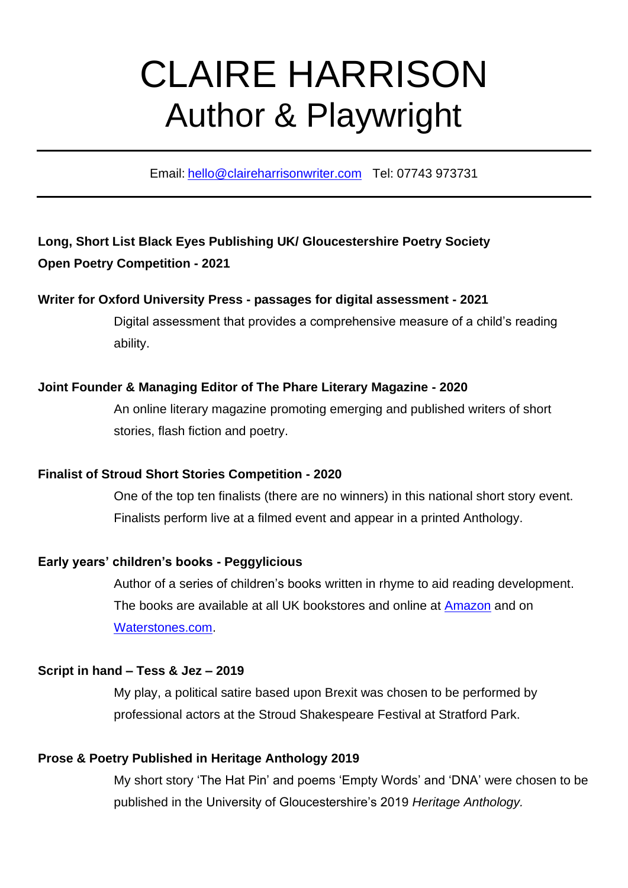# CLAIRE HARRISON
## Author & Playwright

---

Email: [hello@claireharrisonwriter.com](mailto:hello@claireharrisonwriter.com) Tel: 07743 973731

---

**Long, Short List Black Eyes Publishing UK/ Gloucestershire Poetry Society Open Poetry Competition - 2021**

**Writer for Oxford University Press - passages for digital assessment - 2021**

Digital assessment that provides a comprehensive measure of a child's reading ability.

**Joint Founder & Managing Editor of The Phare Literary Magazine - 2020**

An online literary magazine promoting emerging and published writers of short stories, flash fiction and poetry.

**Finalist of Stroud Short Stories Competition - 2020**

One of the top ten finalists (there are no winners) in this national short story event. Finalists perform live at a filmed event and appear in a printed Anthology.

**Early years' children's books - Peggylicious**

Author of a series of children's books written in rhyme to aid reading development. The books are available at all UK bookstores and online at Amazon and on Waterstones.com.

**Script in hand – Tess & Jez – 2019**

My play, a political satire based upon Brexit was chosen to be performed by professional actors at the Stroud Shakespeare Festival at Stratford Park.

**Prose & Poetry Published in Heritage Anthology 2019**

My short story 'The Hat Pin' and poems 'Empty Words' and 'DNA' were chosen to be published in the University of Gloucestershire's 2019 *Heritage Anthology.*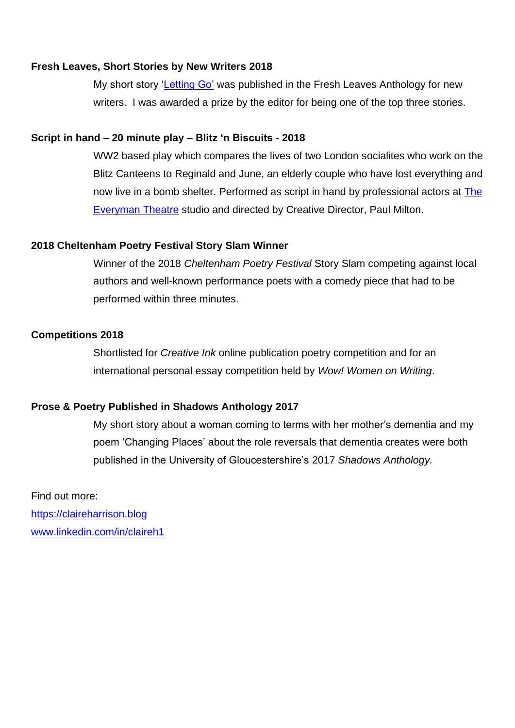**Fresh Leaves, Short Stories by New Writers 2018**

My short story 'Letting Go' was published in the Fresh Leaves Anthology for new writers. I was awarded a prize by the editor for being one of the top three stories.

**Script in hand – 20 minute play – Blitz 'n Biscuits - 2018**

WW2 based play which compares the lives of two London socialites who work on the Blitz Canteens to Reginald and June, an elderly couple who have lost everything and now live in a bomb shelter. Performed as script in hand by professional actors at The Everyman Theatre studio and directed by Creative Director, Paul Milton.

**2018 Cheltenham Poetry Festival Story Slam Winner**

Winner of the 2018 *Cheltenham Poetry Festival* Story Slam competing against local authors and well-known performance poets with a comedy piece that had to be performed within three minutes.

**Competitions 2018**

Shortlisted for *Creative Ink* online publication poetry competition and for an international personal essay competition held by *Wow! Women on Writing*.

**Prose & Poetry Published in Shadows Anthology 2017**

My short story about a woman coming to terms with her mother's dementia and my poem 'Changing Places' about the role reversals that dementia creates were both published in the University of Gloucestershire's 2017 *Shadows Anthology.*

Find out more:
https://claireharrison.blog
www.linkedin.com/in/claireh1